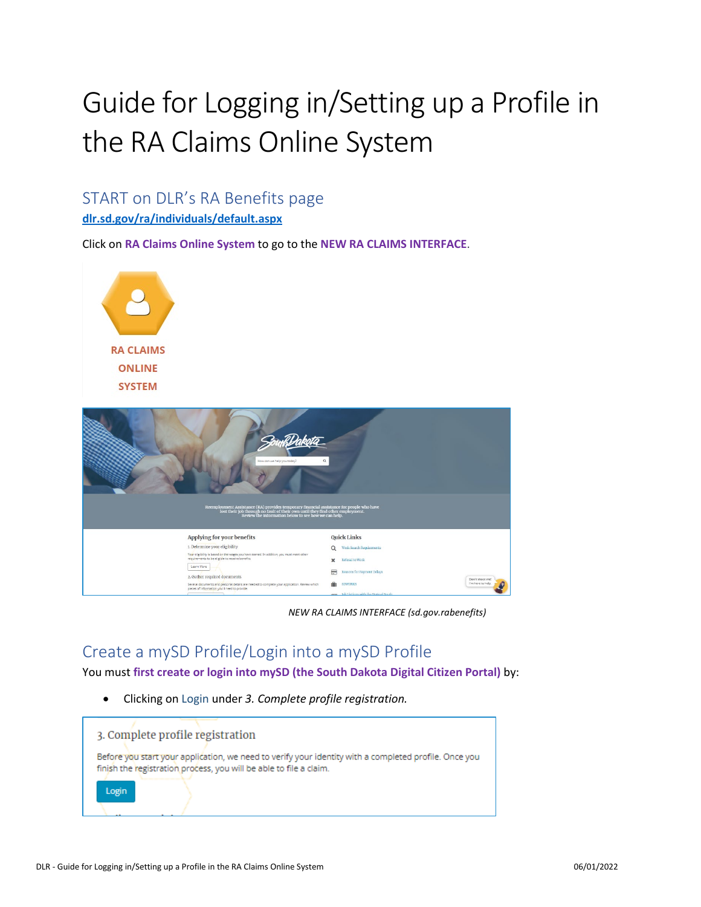# Guide for Logging in/Setting up a Profile in the RA Claims Online System

## START on DLR's RA Benefits page

**dlr.sd.gov/ra/individuals/default.aspx**

Click on **RA Claims Online System** to go to the **NEW RA CLAIMS INTERFACE**.

RA CLAIMS ONLINE SYSTEM

*NEW RA CLAIMS INTERFACE (sd.gov.rabenefits)*

## Create a mySD Profile/Login into a mySD Profile

You must **first create or login into mySD (the South Dakota Digital Citizen Portal)** by:

- Clicking on Login under *3. Complete profile registration.*

3. Complete profile registration

Before you start your application, we need to verify your identity with a completed profile. Once you finish the registration process, you will be able to file a claim.

Login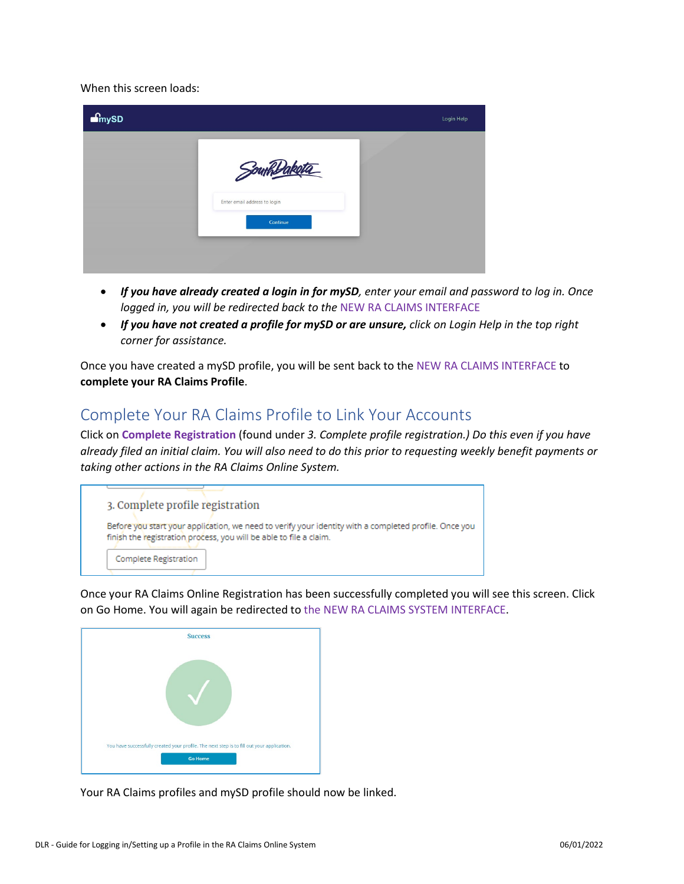When this screen loads:

- ***If you have already created a login in for mySD****, enter your email and password to log in. Once logged in, you will be redirected back to the* NEW RA CLAIMS INTERFACE
- ***If you have not created a profile for mySD or are unsure,*** *click on Login Help in the top right corner for assistance.*

Once you have created a mySD profile, you will be sent back to the NEW RA CLAIMS INTERFACE to **complete your RA Claims Profile**.

## Complete Your RA Claims Profile to Link Your Accounts

Click on **Complete Registration** (found under *3. Complete profile registration.) Do this even if you have already filed an initial claim. You will also need to do this prior to requesting weekly benefit payments or taking other actions in the RA Claims Online System.*

Once your RA Claims Online Registration has been successfully completed you will see this screen. Click on Go Home. You will again be redirected to the NEW RA CLAIMS SYSTEM INTERFACE.

Your RA Claims profiles and mySD profile should now be linked.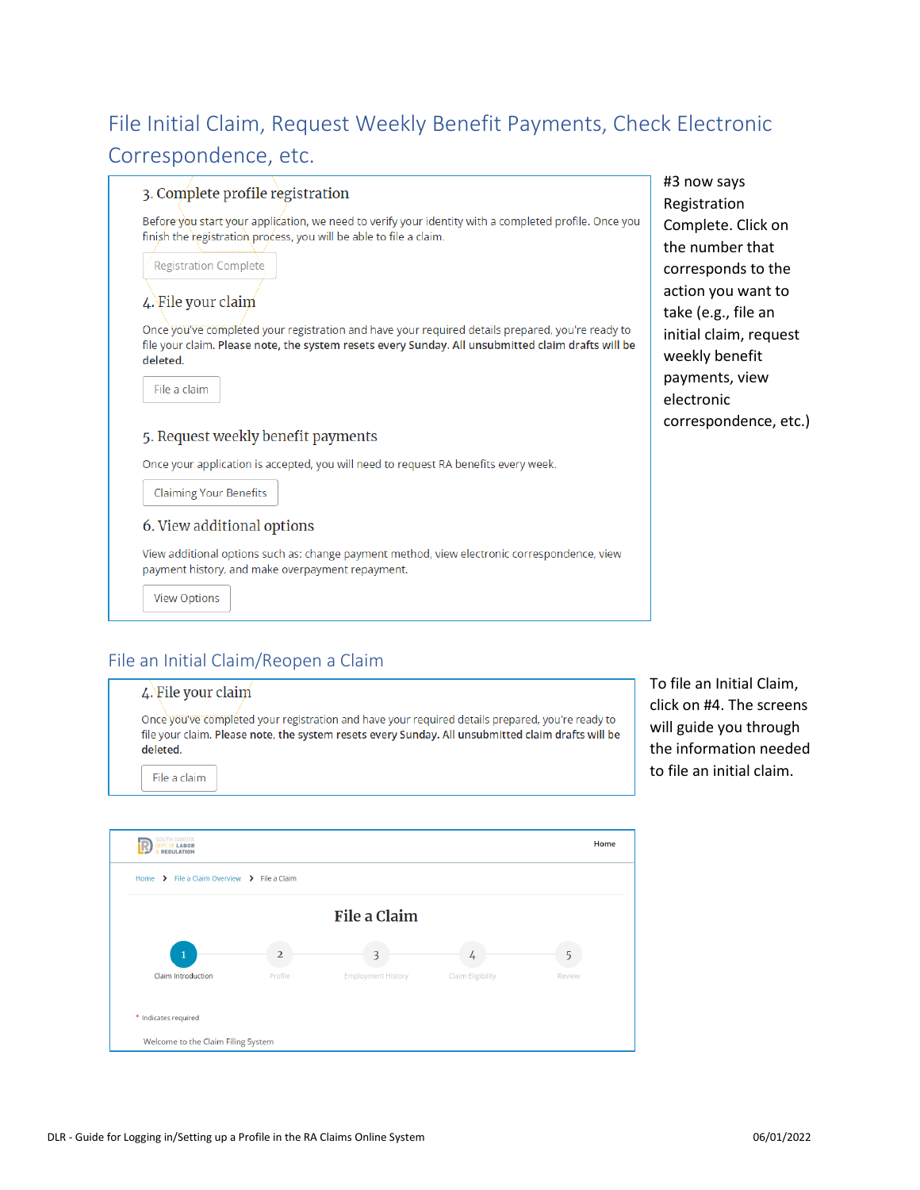## File Initial Claim, Request Weekly Benefit Payments, Check Electronic Correspondence, etc.

### 3. Complete profile registration

Before you start your application, we need to verify your identity with a completed profile. Once you finish the registration process, you will be able to file a claim.

Registration Complete

### 4. File your claim

Once you've completed your registration and have your required details prepared, you're ready to file your claim. **Please note, the system resets every Sunday. All unsubmitted claim drafts will be deleted.**

File a claim

### 5. Request weekly benefit payments

Once your application is accepted, you will need to request RA benefits every week.

Claiming Your Benefits

### 6. View additional options

View additional options such as: change payment method, view electronic correspondence, view payment history, and make overpayment repayment.

View Options

#3 now says Registration Complete. Click on the number that corresponds to the action you want to take (e.g., file an initial claim, request weekly benefit payments, view electronic correspondence, etc.)

## File an Initial Claim/Reopen a Claim

### 4. File your claim

Once you've completed your registration and have your required details prepared, you're ready to file your claim. **Please note, the system resets every Sunday. All unsubmitted claim drafts will be deleted.**

File a claim

To file an Initial Claim, click on #4. The screens will guide you through the information needed to file an initial claim.

SOUTH DAKOTA DEPT OF LABOR & REGULATION

Home

Home > File a Claim Overview > File a Claim

### File a Claim

1 Claim Introduction — 2 Profile — 3 Employment History — 4 Claim Eligibility — 5 Review

* Indicates required

Welcome to the Claim Filing System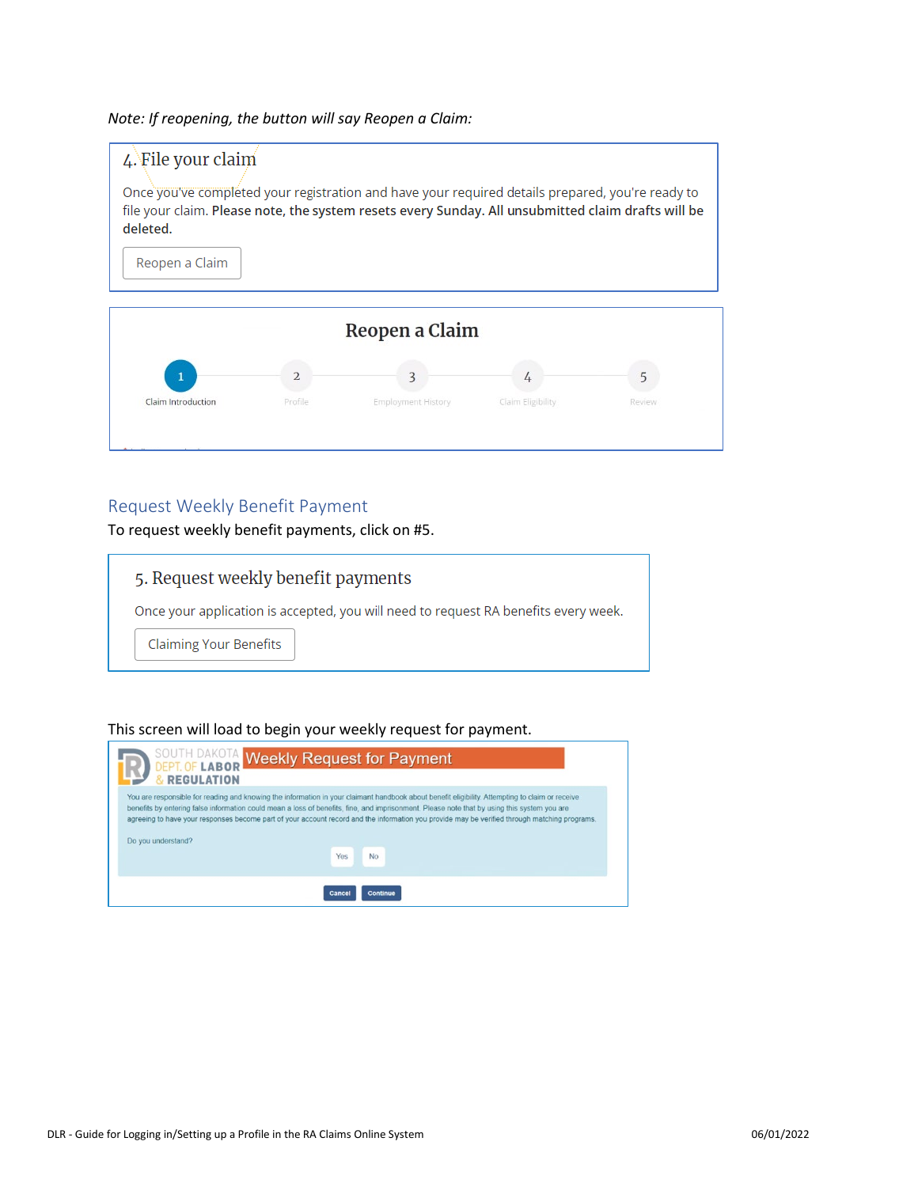*Note: If reopening, the button will say Reopen a Claim:*

4. File your claim

Once you've completed your registration and have your required details prepared, you're ready to file your claim. **Please note, the system resets every Sunday. All unsubmitted claim drafts will be deleted.**

Reopen a Claim

Reopen a Claim

1 Claim Introduction — 2 Profile — 3 Employment History — 4 Claim Eligibility — 5 Review

## Request Weekly Benefit Payment

To request weekly benefit payments, click on #5.

5. Request weekly benefit payments

Once your application is accepted, you will need to request RA benefits every week.

Claiming Your Benefits

This screen will load to begin your weekly request for payment.

SOUTH DAKOTA DEPT. OF LABOR & REGULATION — Weekly Request for Payment

You are responsible for reading and knowing the information in your claimant handbook about benefit eligibility. Attempting to claim or receive benefits by entering false information could mean a loss of benefits, fine, and imprisonment. Please note that by using this system you are agreeing to have your responses become part of your account record and the information you provide may be verified through matching programs.

Do you understand?

Yes No

Cancel Continue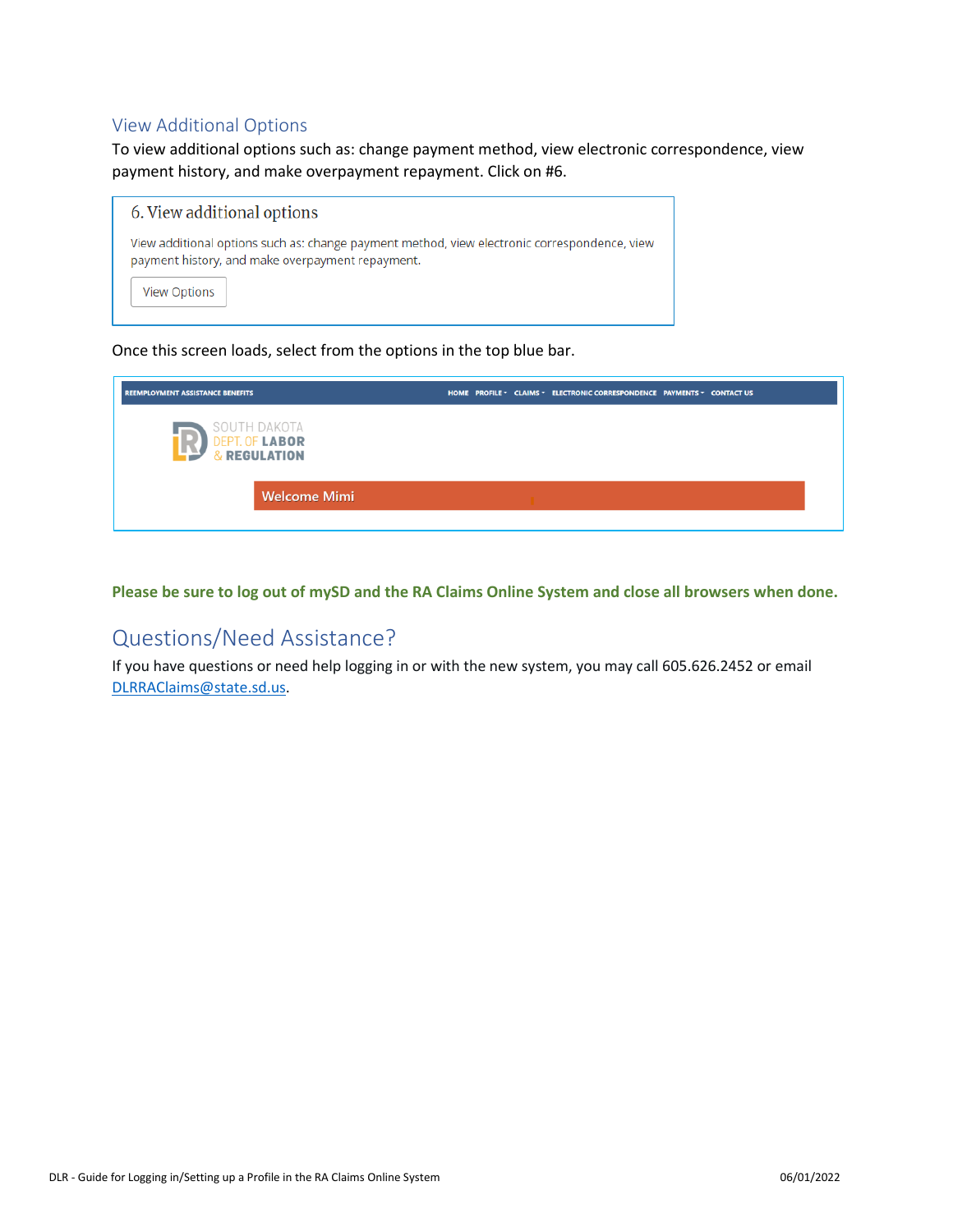## View Additional Options

To view additional options such as: change payment method, view electronic correspondence, view payment history, and make overpayment repayment. Click on #6.

6. View additional options

View additional options such as: change payment method, view electronic correspondence, view payment history, and make overpayment repayment.

View Options

Once this screen loads, select from the options in the top blue bar.

REEMPLOYMENT ASSISTANCE BENEFITS HOME PROFILE CLAIMS ELECTRONIC CORRESPONDENCE PAYMENTS CONTACT US

SOUTH DAKOTA DEPT. OF LABOR & REGULATION

Welcome Mimi

**Please be sure to log out of mySD and the RA Claims Online System and close all browsers when done.**

## Questions/Need Assistance?

If you have questions or need help logging in or with the new system, you may call 605.626.2452 or email DLRRAClaims@state.sd.us.